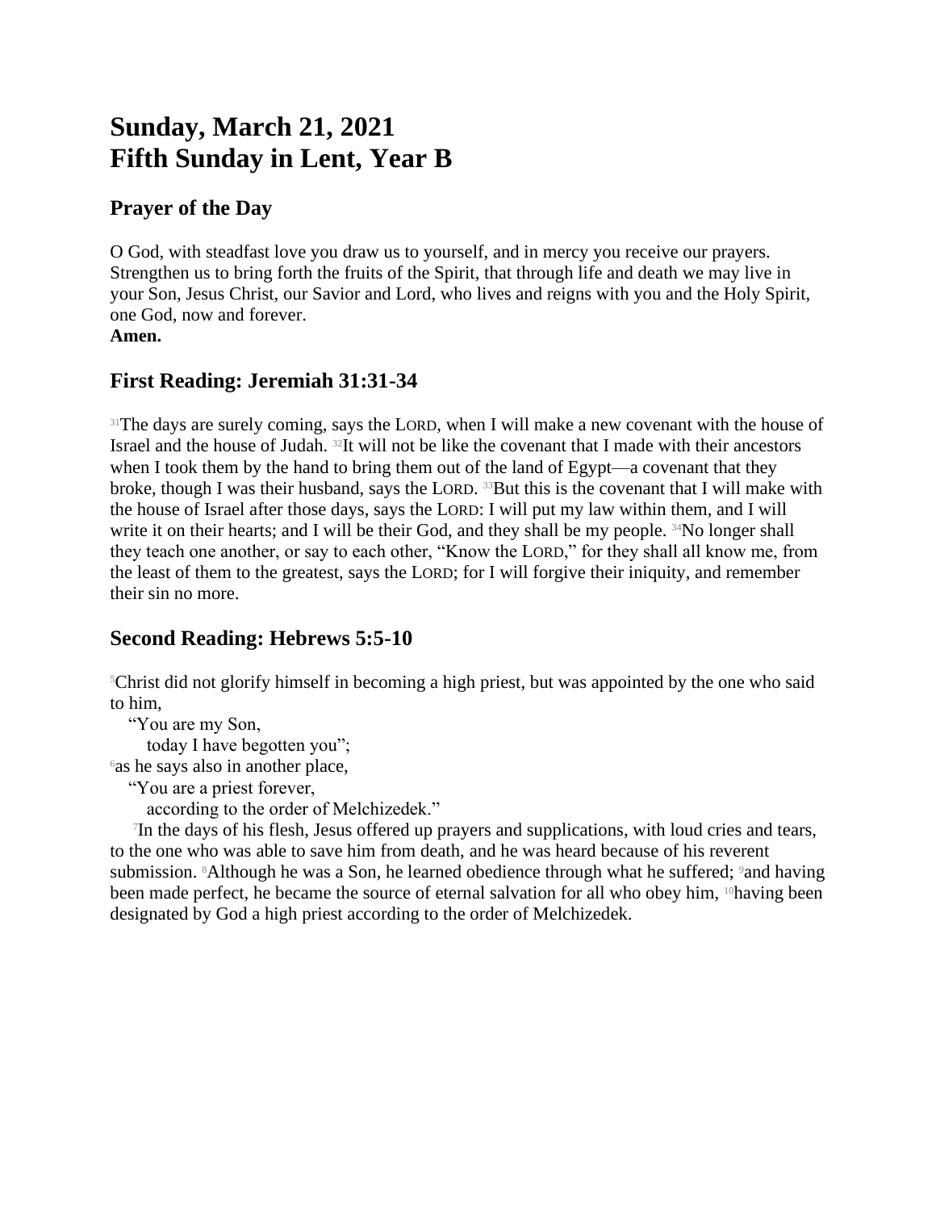# Sunday, March 21, 2021
# Fifth Sunday in Lent, Year B

## Prayer of the Day

O God, with steadfast love you draw us to yourself, and in mercy you receive our prayers. Strengthen us to bring forth the fruits of the Spirit, that through life and death we may live in your Son, Jesus Christ, our Savior and Lord, who lives and reigns with you and the Holy Spirit, one God, now and forever.
**Amen.**

## First Reading: Jeremiah 31:31-34

[31]The days are surely coming, says the LORD, when I will make a new covenant with the house of Israel and the house of Judah. [32]It will not be like the covenant that I made with their ancestors when I took them by the hand to bring them out of the land of Egypt—a covenant that they broke, though I was their husband, says the LORD. [33]But this is the covenant that I will make with the house of Israel after those days, says the LORD: I will put my law within them, and I will write it on their hearts; and I will be their God, and they shall be my people. [34]No longer shall they teach one another, or say to each other, "Know the LORD," for they shall all know me, from the least of them to the greatest, says the LORD; for I will forgive their iniquity, and remember their sin no more.

## Second Reading: Hebrews 5:5-10

[5]Christ did not glorify himself in becoming a high priest, but was appointed by the one who said to him,

"You are my Son,
today I have begotten you";

[6]as he says also in another place,

"You are a priest forever,
according to the order of Melchizedek."

[7]In the days of his flesh, Jesus offered up prayers and supplications, with loud cries and tears, to the one who was able to save him from death, and he was heard because of his reverent submission. [8]Although he was a Son, he learned obedience through what he suffered; [9]and having been made perfect, he became the source of eternal salvation for all who obey him, [10]having been designated by God a high priest according to the order of Melchizedek.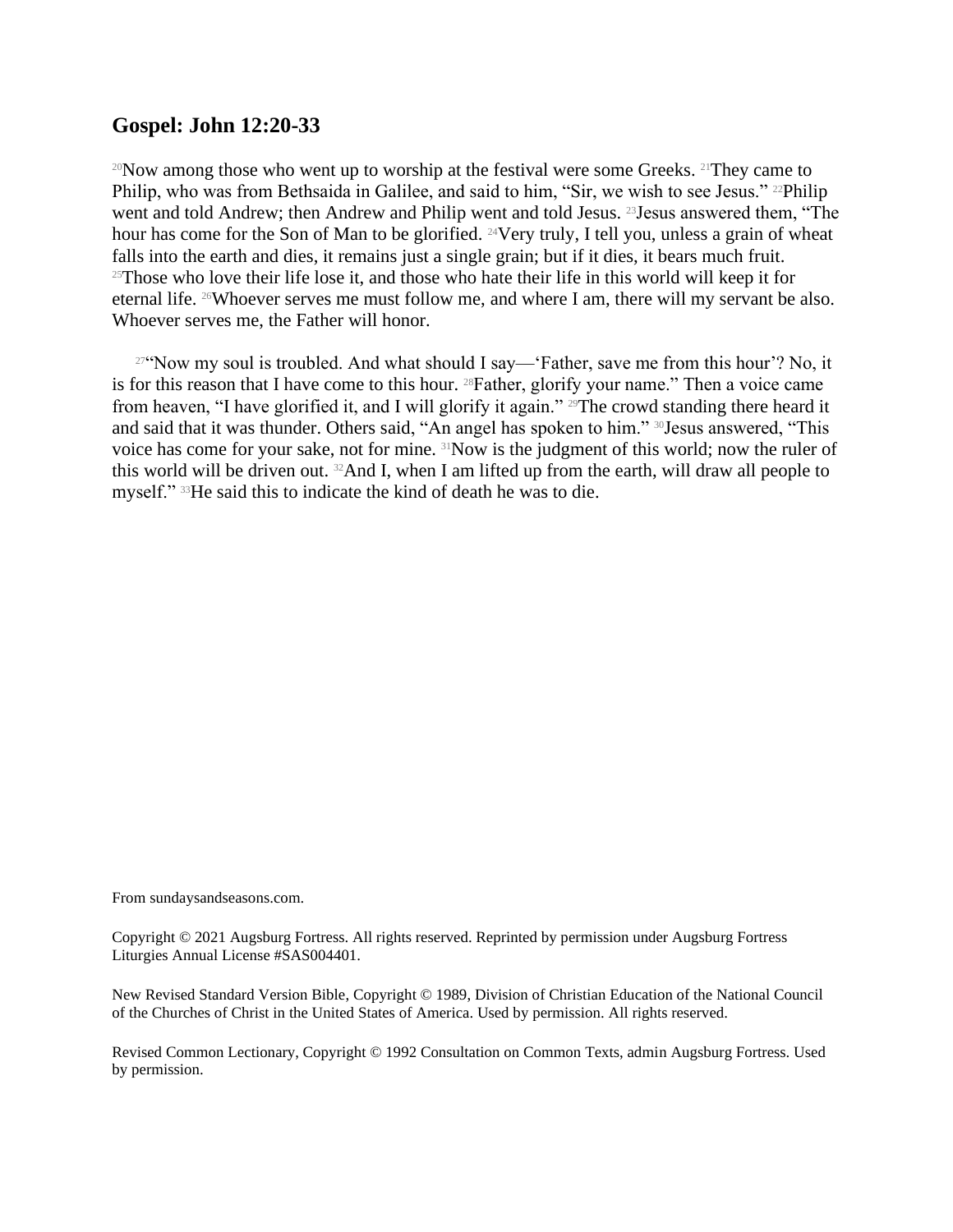## Gospel: John 12:20-33

[20]Now among those who went up to worship at the festival were some Greeks. [21]They came to Philip, who was from Bethsaida in Galilee, and said to him, “Sir, we wish to see Jesus.” [22]Philip went and told Andrew; then Andrew and Philip went and told Jesus. [23]Jesus answered them, “The hour has come for the Son of Man to be glorified. [24]Very truly, I tell you, unless a grain of wheat falls into the earth and dies, it remains just a single grain; but if it dies, it bears much fruit. [25]Those who love their life lose it, and those who hate their life in this world will keep it for eternal life. [26]Whoever serves me must follow me, and where I am, there will my servant be also. Whoever serves me, the Father will honor.

[27]“Now my soul is troubled. And what should I say—‘Father, save me from this hour’? No, it is for this reason that I have come to this hour. [28]Father, glorify your name.” Then a voice came from heaven, “I have glorified it, and I will glorify it again.” [29]The crowd standing there heard it and said that it was thunder. Others said, “An angel has spoken to him.” [30]Jesus answered, “This voice has come for your sake, not for mine. [31]Now is the judgment of this world; now the ruler of this world will be driven out. [32]And I, when I am lifted up from the earth, will draw all people to myself.” [33]He said this to indicate the kind of death he was to die.

From sundaysandseasons.com.

Copyright © 2021 Augsburg Fortress. All rights reserved. Reprinted by permission under Augsburg Fortress Liturgies Annual License #SAS004401.

New Revised Standard Version Bible, Copyright © 1989, Division of Christian Education of the National Council of the Churches of Christ in the United States of America. Used by permission. All rights reserved.

Revised Common Lectionary, Copyright © 1992 Consultation on Common Texts, admin Augsburg Fortress. Used by permission.